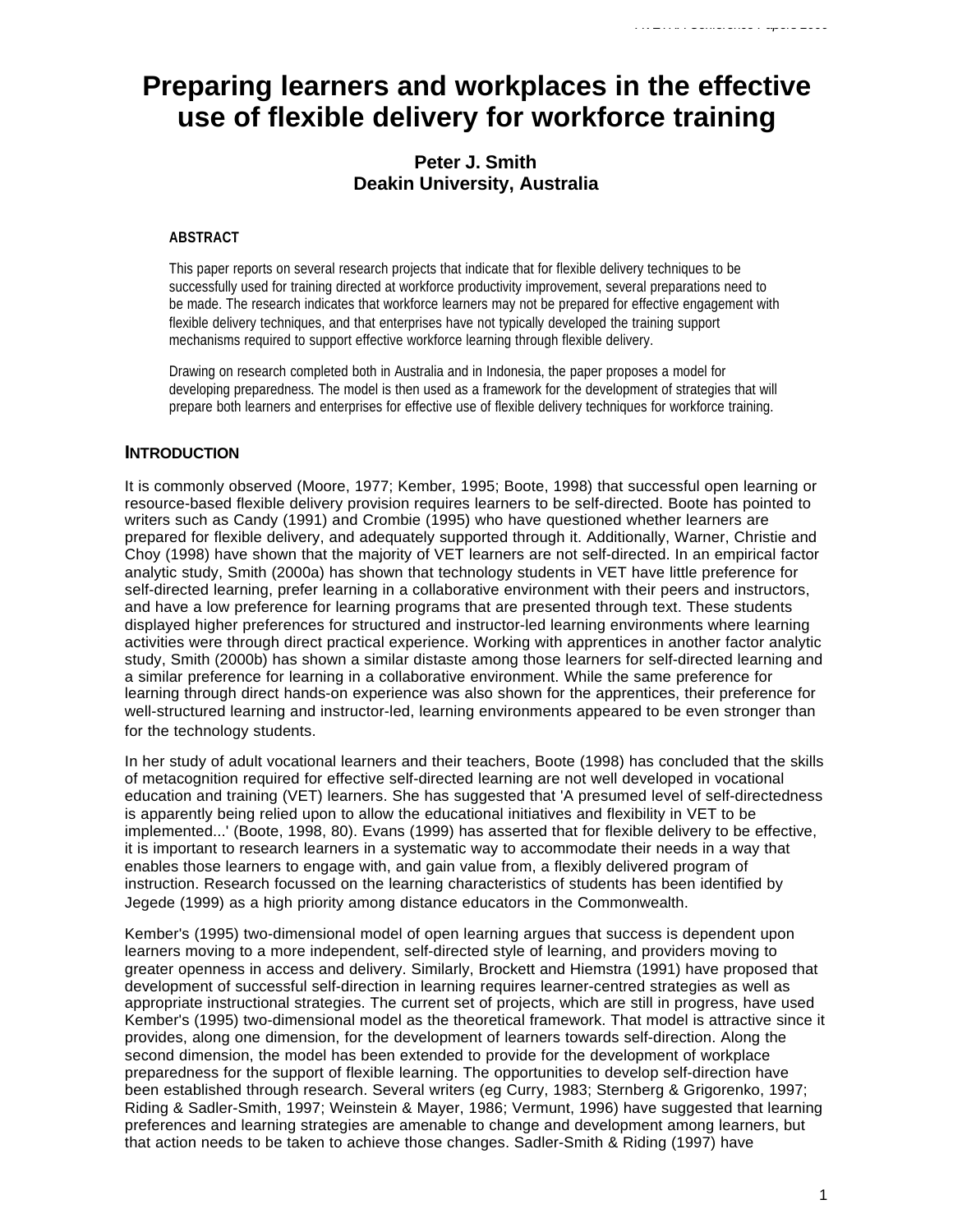# Preparing learners and workplaces in the effective use of flexible delivery for workforce training

**Peter J. Smith**
**Deakin University, Australia**

## ABSTRACT

This paper reports on several research projects that indicate that for flexible delivery techniques to be successfully used for training directed at workforce productivity improvement, several preparations need to be made. The research indicates that workforce learners may not be prepared for effective engagement with flexible delivery techniques, and that enterprises have not typically developed the training support mechanisms required to support effective workforce learning through flexible delivery.

Drawing on research completed both in Australia and in Indonesia, the paper proposes a model for developing preparedness. The model is then used as a framework for the development of strategies that will prepare both learners and enterprises for effective use of flexible delivery techniques for workforce training.

## INTRODUCTION

It is commonly observed (Moore, 1977; Kember, 1995; Boote, 1998) that successful open learning or resource-based flexible delivery provision requires learners to be self-directed. Boote has pointed to writers such as Candy (1991) and Crombie (1995) who have questioned whether learners are prepared for flexible delivery, and adequately supported through it. Additionally, Warner, Christie and Choy (1998) have shown that the majority of VET learners are not self-directed. In an empirical factor analytic study, Smith (2000a) has shown that technology students in VET have little preference for self-directed learning, prefer learning in a collaborative environment with their peers and instructors, and have a low preference for learning programs that are presented through text. These students displayed higher preferences for structured and instructor-led learning environments where learning activities were through direct practical experience. Working with apprentices in another factor analytic study, Smith (2000b) has shown a similar distaste among those learners for self-directed learning and a similar preference for learning in a collaborative environment. While the same preference for learning through direct hands-on experience was also shown for the apprentices, their preference for well-structured learning and instructor-led, learning environments appeared to be even stronger than for the technology students.

In her study of adult vocational learners and their teachers, Boote (1998) has concluded that the skills of metacognition required for effective self-directed learning are not well developed in vocational education and training (VET) learners. She has suggested that 'A presumed level of self-directedness is apparently being relied upon to allow the educational initiatives and flexibility in VET to be implemented...' (Boote, 1998, 80). Evans (1999) has asserted that for flexible delivery to be effective, it is important to research learners in a systematic way to accommodate their needs in a way that enables those learners to engage with, and gain value from, a flexibly delivered program of instruction. Research focussed on the learning characteristics of students has been identified by Jegede (1999) as a high priority among distance educators in the Commonwealth.

Kember's (1995) two-dimensional model of open learning argues that success is dependent upon learners moving to a more independent, self-directed style of learning, and providers moving to greater openness in access and delivery. Similarly, Brockett and Hiemstra (1991) have proposed that development of successful self-direction in learning requires learner-centred strategies as well as appropriate instructional strategies. The current set of projects, which are still in progress, have used Kember's (1995) two-dimensional model as the theoretical framework. That model is attractive since it provides, along one dimension, for the development of learners towards self-direction. Along the second dimension, the model has been extended to provide for the development of workplace preparedness for the support of flexible learning. The opportunities to develop self-direction have been established through research. Several writers (eg Curry, 1983; Sternberg & Grigorenko, 1997; Riding & Sadler-Smith, 1997; Weinstein & Mayer, 1986; Vermunt, 1996) have suggested that learning preferences and learning strategies are amenable to change and development among learners, but that action needs to be taken to achieve those changes. Sadler-Smith & Riding (1997) have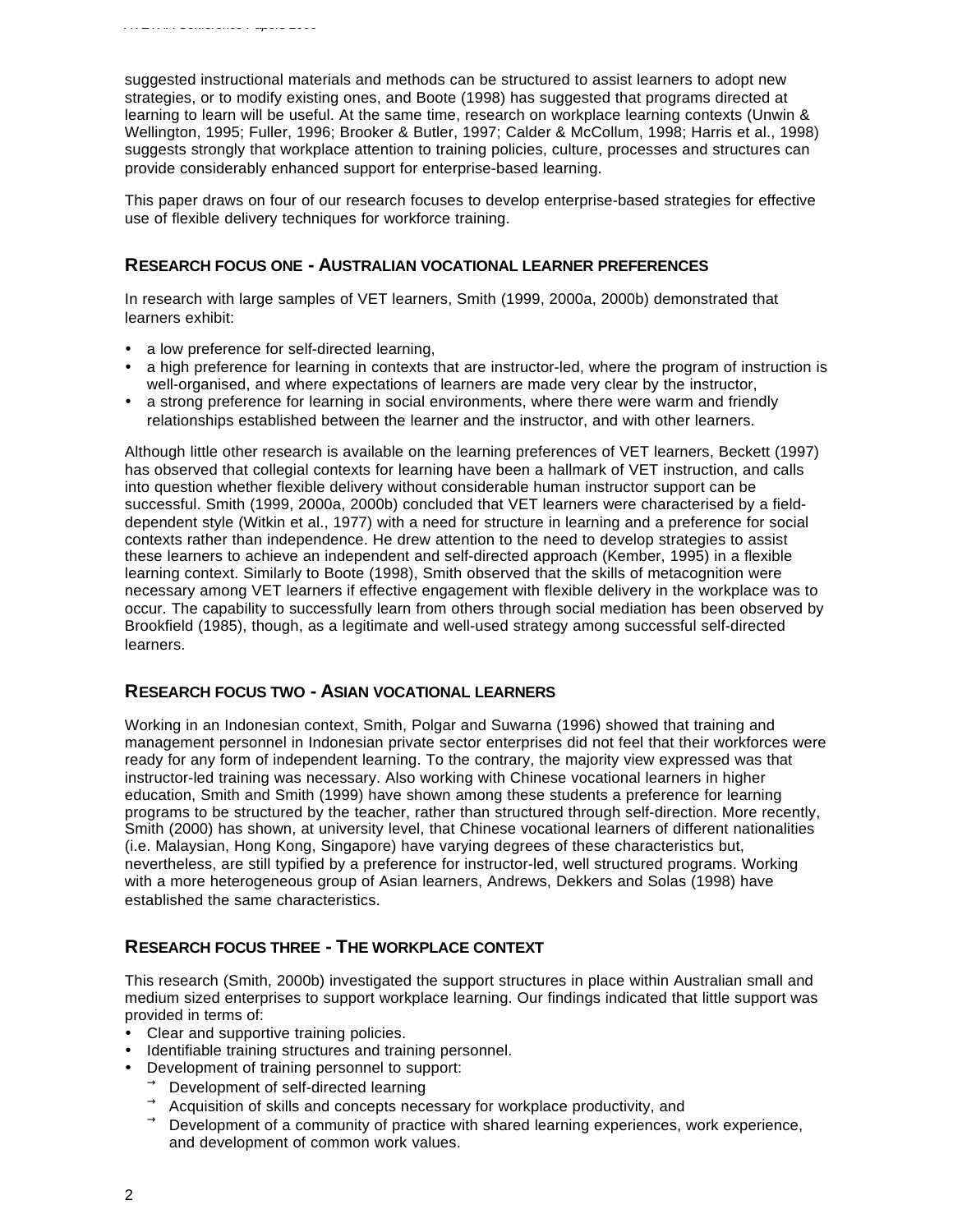suggested instructional materials and methods can be structured to assist learners to adopt new strategies, or to modify existing ones, and Boote (1998) has suggested that programs directed at learning to learn will be useful. At the same time, research on workplace learning contexts (Unwin & Wellington, 1995; Fuller, 1996; Brooker & Butler, 1997; Calder & McCollum, 1998; Harris et al., 1998) suggests strongly that workplace attention to training policies, culture, processes and structures can provide considerably enhanced support for enterprise-based learning.

This paper draws on four of our research focuses to develop enterprise-based strategies for effective use of flexible delivery techniques for workforce training.

## RESEARCH FOCUS ONE - AUSTRALIAN VOCATIONAL LEARNER PREFERENCES

In research with large samples of VET learners, Smith (1999, 2000a, 2000b) demonstrated that learners exhibit:

- a low preference for self-directed learning,
- a high preference for learning in contexts that are instructor-led, where the program of instruction is well-organised, and where expectations of learners are made very clear by the instructor,
- a strong preference for learning in social environments, where there were warm and friendly relationships established between the learner and the instructor, and with other learners.

Although little other research is available on the learning preferences of VET learners, Beckett (1997) has observed that collegial contexts for learning have been a hallmark of VET instruction, and calls into question whether flexible delivery without considerable human instructor support can be successful. Smith (1999, 2000a, 2000b) concluded that VET learners were characterised by a field-dependent style (Witkin et al., 1977) with a need for structure in learning and a preference for social contexts rather than independence. He drew attention to the need to develop strategies to assist these learners to achieve an independent and self-directed approach (Kember, 1995) in a flexible learning context. Similarly to Boote (1998), Smith observed that the skills of metacognition were necessary among VET learners if effective engagement with flexible delivery in the workplace was to occur. The capability to successfully learn from others through social mediation has been observed by Brookfield (1985), though, as a legitimate and well-used strategy among successful self-directed learners.

## RESEARCH FOCUS TWO - ASIAN VOCATIONAL LEARNERS

Working in an Indonesian context, Smith, Polgar and Suwarna (1996) showed that training and management personnel in Indonesian private sector enterprises did not feel that their workforces were ready for any form of independent learning. To the contrary, the majority view expressed was that instructor-led training was necessary. Also working with Chinese vocational learners in higher education, Smith and Smith (1999) have shown among these students a preference for learning programs to be structured by the teacher, rather than structured through self-direction. More recently, Smith (2000) has shown, at university level, that Chinese vocational learners of different nationalities (i.e. Malaysian, Hong Kong, Singapore) have varying degrees of these characteristics but, nevertheless, are still typified by a preference for instructor-led, well structured programs. Working with a more heterogeneous group of Asian learners, Andrews, Dekkers and Solas (1998) have established the same characteristics.

## RESEARCH FOCUS THREE - THE WORKPLACE CONTEXT

This research (Smith, 2000b) investigated the support structures in place within Australian small and medium sized enterprises to support workplace learning. Our findings indicated that little support was provided in terms of:

- Clear and supportive training policies.
- Identifiable training structures and training personnel.
- Development of training personnel to support:
  - Development of self-directed learning
  - Acquisition of skills and concepts necessary for workplace productivity, and
  - Development of a community of practice with shared learning experiences, work experience, and development of common work values.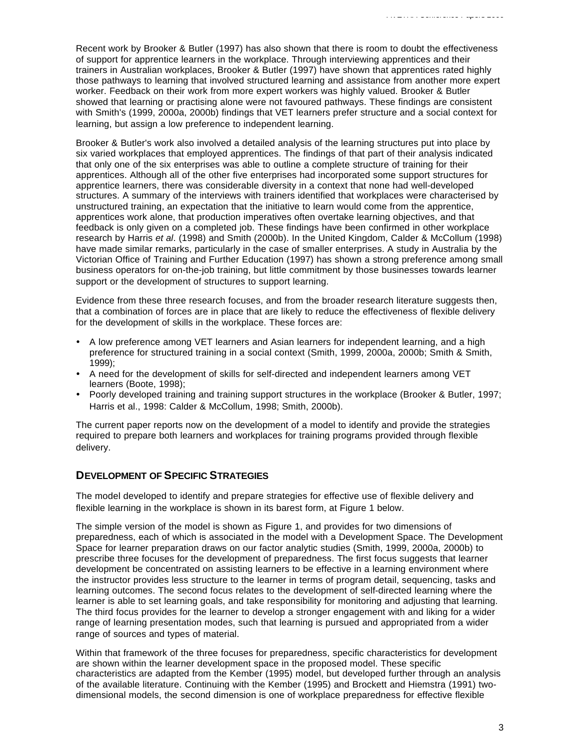Recent work by Brooker & Butler (1997) has also shown that there is room to doubt the effectiveness of support for apprentice learners in the workplace. Through interviewing apprentices and their trainers in Australian workplaces, Brooker & Butler (1997) have shown that apprentices rated highly those pathways to learning that involved structured learning and assistance from another more expert worker. Feedback on their work from more expert workers was highly valued. Brooker & Butler showed that learning or practising alone were not favoured pathways. These findings are consistent with Smith's (1999, 2000a, 2000b) findings that VET learners prefer structure and a social context for learning, but assign a low preference to independent learning.

Brooker & Butler's work also involved a detailed analysis of the learning structures put into place by six varied workplaces that employed apprentices. The findings of that part of their analysis indicated that only one of the six enterprises was able to outline a complete structure of training for their apprentices. Although all of the other five enterprises had incorporated some support structures for apprentice learners, there was considerable diversity in a context that none had well-developed structures. A summary of the interviews with trainers identified that workplaces were characterised by unstructured training, an expectation that the initiative to learn would come from the apprentice, apprentices work alone, that production imperatives often overtake learning objectives, and that feedback is only given on a completed job. These findings have been confirmed in other workplace research by Harris *et al*. (1998) and Smith (2000b). In the United Kingdom, Calder & McCollum (1998) have made similar remarks, particularly in the case of smaller enterprises. A study in Australia by the Victorian Office of Training and Further Education (1997) has shown a strong preference among small business operators for on-the-job training, but little commitment by those businesses towards learner support or the development of structures to support learning.

Evidence from these three research focuses, and from the broader research literature suggests then, that a combination of forces are in place that are likely to reduce the effectiveness of flexible delivery for the development of skills in the workplace. These forces are:

- A low preference among VET learners and Asian learners for independent learning, and a high preference for structured training in a social context (Smith, 1999, 2000a, 2000b; Smith & Smith, 1999);
- A need for the development of skills for self-directed and independent learners among VET learners (Boote, 1998);
- Poorly developed training and training support structures in the workplace (Brooker & Butler, 1997; Harris et al., 1998: Calder & McCollum, 1998; Smith, 2000b).

The current paper reports now on the development of a model to identify and provide the strategies required to prepare both learners and workplaces for training programs provided through flexible delivery.

## DEVELOPMENT OF SPECIFIC STRATEGIES

The model developed to identify and prepare strategies for effective use of flexible delivery and flexible learning in the workplace is shown in its barest form, at Figure 1 below.

The simple version of the model is shown as Figure 1, and provides for two dimensions of preparedness, each of which is associated in the model with a Development Space. The Development Space for learner preparation draws on our factor analytic studies (Smith, 1999, 2000a, 2000b) to prescribe three focuses for the development of preparedness. The first focus suggests that learner development be concentrated on assisting learners to be effective in a learning environment where the instructor provides less structure to the learner in terms of program detail, sequencing, tasks and learning outcomes. The second focus relates to the development of self-directed learning where the learner is able to set learning goals, and take responsibility for monitoring and adjusting that learning. The third focus provides for the learner to develop a stronger engagement with and liking for a wider range of learning presentation modes, such that learning is pursued and appropriated from a wider range of sources and types of material.

Within that framework of the three focuses for preparedness, specific characteristics for development are shown within the learner development space in the proposed model. These specific characteristics are adapted from the Kember (1995) model, but developed further through an analysis of the available literature. Continuing with the Kember (1995) and Brockett and Hiemstra (1991) two-dimensional models, the second dimension is one of workplace preparedness for effective flexible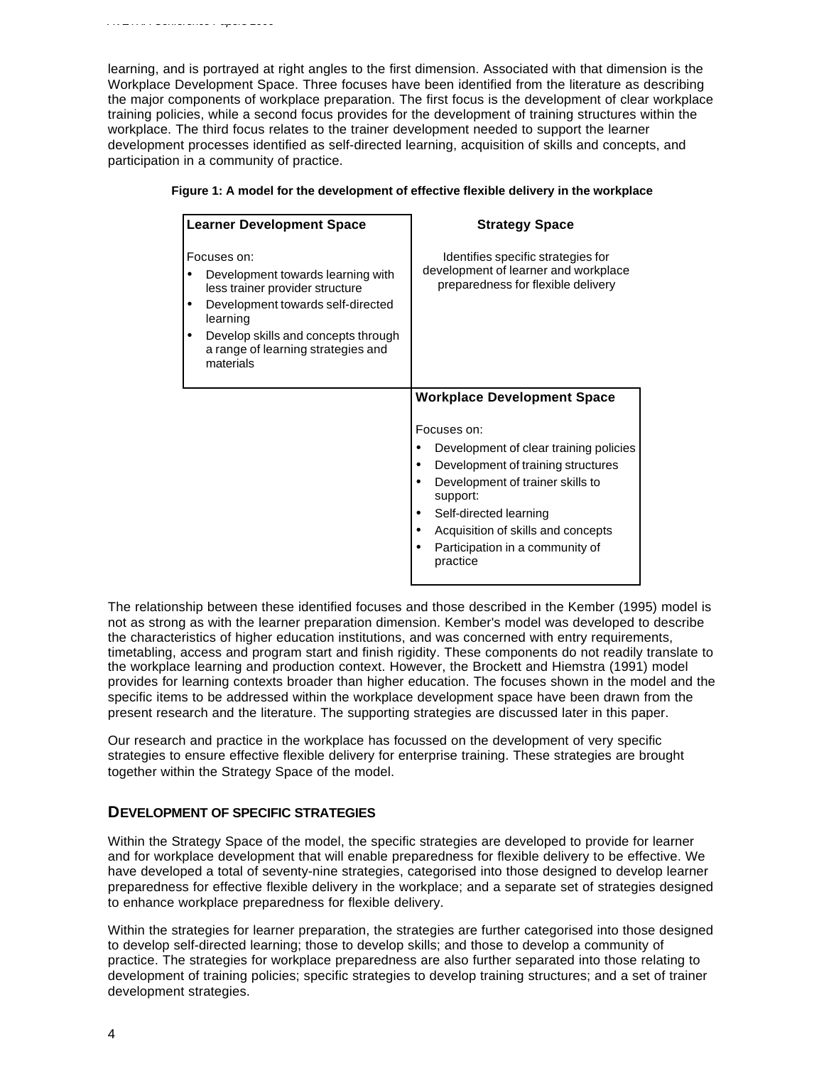learning, and is portrayed at right angles to the first dimension. Associated with that dimension is the Workplace Development Space. Three focuses have been identified from the literature as describing the major components of workplace preparation. The first focus is the development of clear workplace training policies, while a second focus provides for the development of training structures within the workplace. The third focus relates to the trainer development needed to support the learner development processes identified as self-directed learning, acquisition of skills and concepts, and participation in a community of practice.

**Figure 1: A model for the development of effective flexible delivery in the workplace**

| **Learner Development Space** | **Strategy Space** |
|---|---|
| Focuses on:<br>• Development towards learning with less trainer provider structure<br>• Development towards self-directed learning<br>• Develop skills and concepts through a range of learning strategies and materials | Identifies specific strategies for development of learner and workplace preparedness for flexible delivery |
| | **Workplace Development Space**<br><br>Focuses on:<br>• Development of clear training policies<br>• Development of training structures<br>• Development of trainer skills to support:<br>• Self-directed learning<br>• Acquisition of skills and concepts<br>• Participation in a community of practice |

The relationship between these identified focuses and those described in the Kember (1995) model is not as strong as with the learner preparation dimension. Kember's model was developed to describe the characteristics of higher education institutions, and was concerned with entry requirements, timetabling, access and program start and finish rigidity. These components do not readily translate to the workplace learning and production context. However, the Brockett and Hiemstra (1991) model provides for learning contexts broader than higher education. The focuses shown in the model and the specific items to be addressed within the workplace development space have been drawn from the present research and the literature. The supporting strategies are discussed later in this paper.

Our research and practice in the workplace has focussed on the development of very specific strategies to ensure effective flexible delivery for enterprise training. These strategies are brought together within the Strategy Space of the model.

## DEVELOPMENT OF SPECIFIC STRATEGIES

Within the Strategy Space of the model, the specific strategies are developed to provide for learner and for workplace development that will enable preparedness for flexible delivery to be effective. We have developed a total of seventy-nine strategies, categorised into those designed to develop learner preparedness for effective flexible delivery in the workplace; and a separate set of strategies designed to enhance workplace preparedness for flexible delivery.

Within the strategies for learner preparation, the strategies are further categorised into those designed to develop self-directed learning; those to develop skills; and those to develop a community of practice. The strategies for workplace preparedness are also further separated into those relating to development of training policies; specific strategies to develop training structures; and a set of trainer development strategies.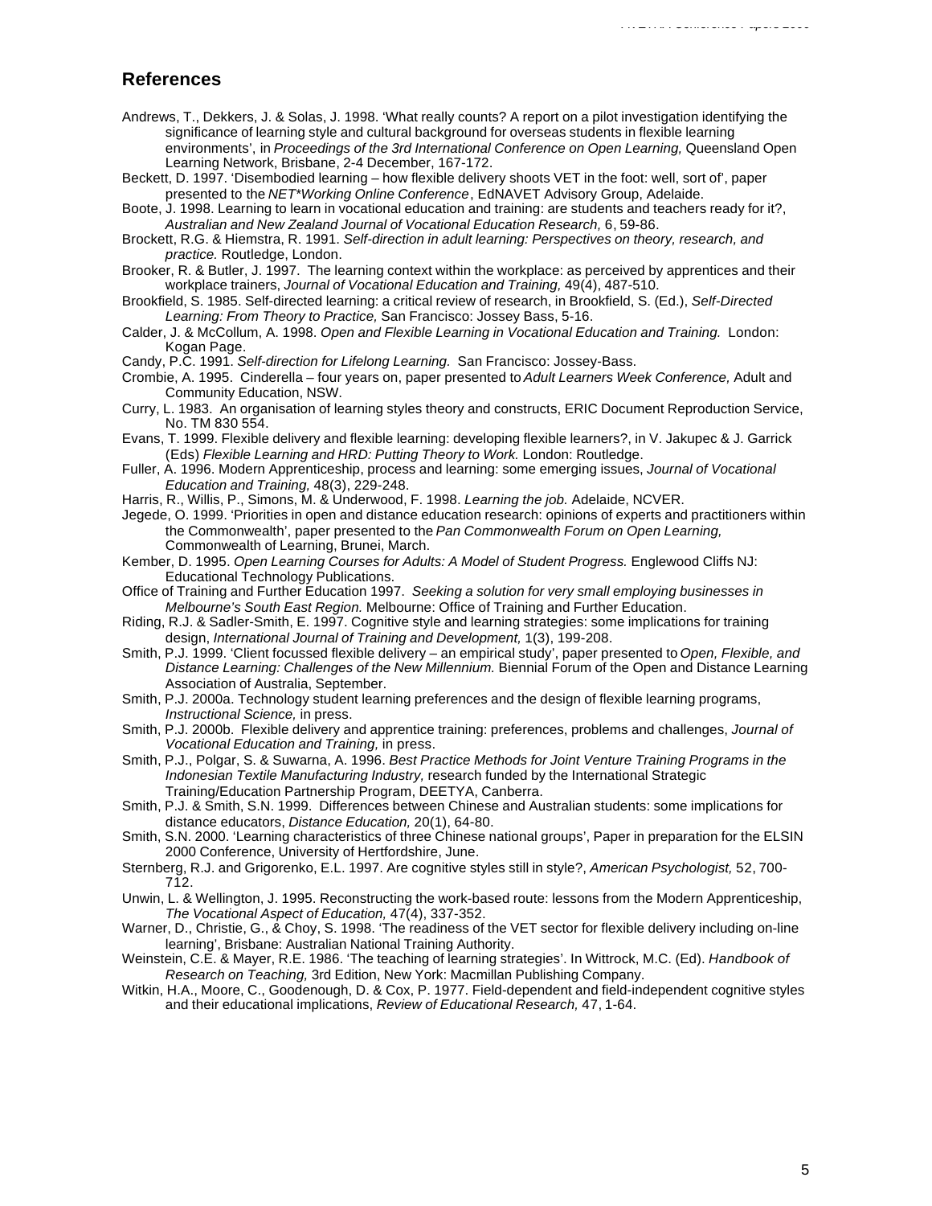## References

Andrews, T., Dekkers, J. & Solas, J. 1998. 'What really counts? A report on a pilot investigation identifying the significance of learning style and cultural background for overseas students in flexible learning environments', in *Proceedings of the 3rd International Conference on Open Learning,* Queensland Open Learning Network, Brisbane, 2-4 December, 167-172.

Beckett, D. 1997. 'Disembodied learning – how flexible delivery shoots VET in the foot: well, sort of', paper presented to the *NET*Working Online Conference*, EdNAVET Advisory Group, Adelaide.

Boote, J. 1998. Learning to learn in vocational education and training: are students and teachers ready for it?, *Australian and New Zealand Journal of Vocational Education Research,* 6, 59-86.

Brockett, R.G. & Hiemstra, R. 1991. *Self-direction in adult learning: Perspectives on theory, research, and practice.* Routledge, London.

Brooker, R. & Butler, J. 1997. The learning context within the workplace: as perceived by apprentices and their workplace trainers, *Journal of Vocational Education and Training,* 49(4), 487-510.

Brookfield, S. 1985. Self-directed learning: a critical review of research, in Brookfield, S. (Ed.), *Self-Directed Learning: From Theory to Practice,* San Francisco: Jossey Bass, 5-16.

Calder, J. & McCollum, A. 1998. *Open and Flexible Learning in Vocational Education and Training.* London: Kogan Page.

Candy, P.C. 1991. *Self-direction for Lifelong Learning.* San Francisco: Jossey-Bass.

Crombie, A. 1995. Cinderella – four years on, paper presented to *Adult Learners Week Conference,* Adult and Community Education, NSW.

Curry, L. 1983. An organisation of learning styles theory and constructs, ERIC Document Reproduction Service, No. TM 830 554.

Evans, T. 1999. Flexible delivery and flexible learning: developing flexible learners?, in V. Jakupec & J. Garrick (Eds) *Flexible Learning and HRD: Putting Theory to Work.* London: Routledge.

Fuller, A. 1996. Modern Apprenticeship, process and learning: some emerging issues, *Journal of Vocational Education and Training,* 48(3), 229-248.

Harris, R., Willis, P., Simons, M. & Underwood, F. 1998. *Learning the job.* Adelaide, NCVER.

Jegede, O. 1999. 'Priorities in open and distance education research: opinions of experts and practitioners within the Commonwealth', paper presented to the *Pan Commonwealth Forum on Open Learning,* Commonwealth of Learning, Brunei, March.

Kember, D. 1995. *Open Learning Courses for Adults: A Model of Student Progress.* Englewood Cliffs NJ: Educational Technology Publications.

Office of Training and Further Education 1997. *Seeking a solution for very small employing businesses in Melbourne's South East Region.* Melbourne: Office of Training and Further Education.

Riding, R.J. & Sadler-Smith, E. 1997. Cognitive style and learning strategies: some implications for training design, *International Journal of Training and Development,* 1(3), 199-208.

Smith, P.J. 1999. 'Client focussed flexible delivery – an empirical study', paper presented to *Open, Flexible, and Distance Learning: Challenges of the New Millennium.* Biennial Forum of the Open and Distance Learning Association of Australia, September.

Smith, P.J. 2000a. Technology student learning preferences and the design of flexible learning programs, *Instructional Science,* in press.

Smith, P.J. 2000b. Flexible delivery and apprentice training: preferences, problems and challenges, *Journal of Vocational Education and Training,* in press.

Smith, P.J., Polgar, S. & Suwarna, A. 1996. *Best Practice Methods for Joint Venture Training Programs in the Indonesian Textile Manufacturing Industry,* research funded by the International Strategic Training/Education Partnership Program, DEETYA, Canberra.

Smith, P.J. & Smith, S.N. 1999. Differences between Chinese and Australian students: some implications for distance educators, *Distance Education,* 20(1), 64-80.

Smith, S.N. 2000. 'Learning characteristics of three Chinese national groups', Paper in preparation for the ELSIN 2000 Conference, University of Hertfordshire, June.

Sternberg, R.J. and Grigorenko, E.L. 1997. Are cognitive styles still in style?, *American Psychologist,* 52, 700-712.

Unwin, L. & Wellington, J. 1995. Reconstructing the work-based route: lessons from the Modern Apprenticeship, *The Vocational Aspect of Education,* 47(4), 337-352.

Warner, D., Christie, G., & Choy, S. 1998. 'The readiness of the VET sector for flexible delivery including on-line learning', Brisbane: Australian National Training Authority.

Weinstein, C.E. & Mayer, R.E. 1986. 'The teaching of learning strategies'. In Wittrock, M.C. (Ed). *Handbook of Research on Teaching,* 3rd Edition, New York: Macmillan Publishing Company.

Witkin, H.A., Moore, C., Goodenough, D. & Cox, P. 1977. Field-dependent and field-independent cognitive styles and their educational implications, *Review of Educational Research,* 47, 1-64.